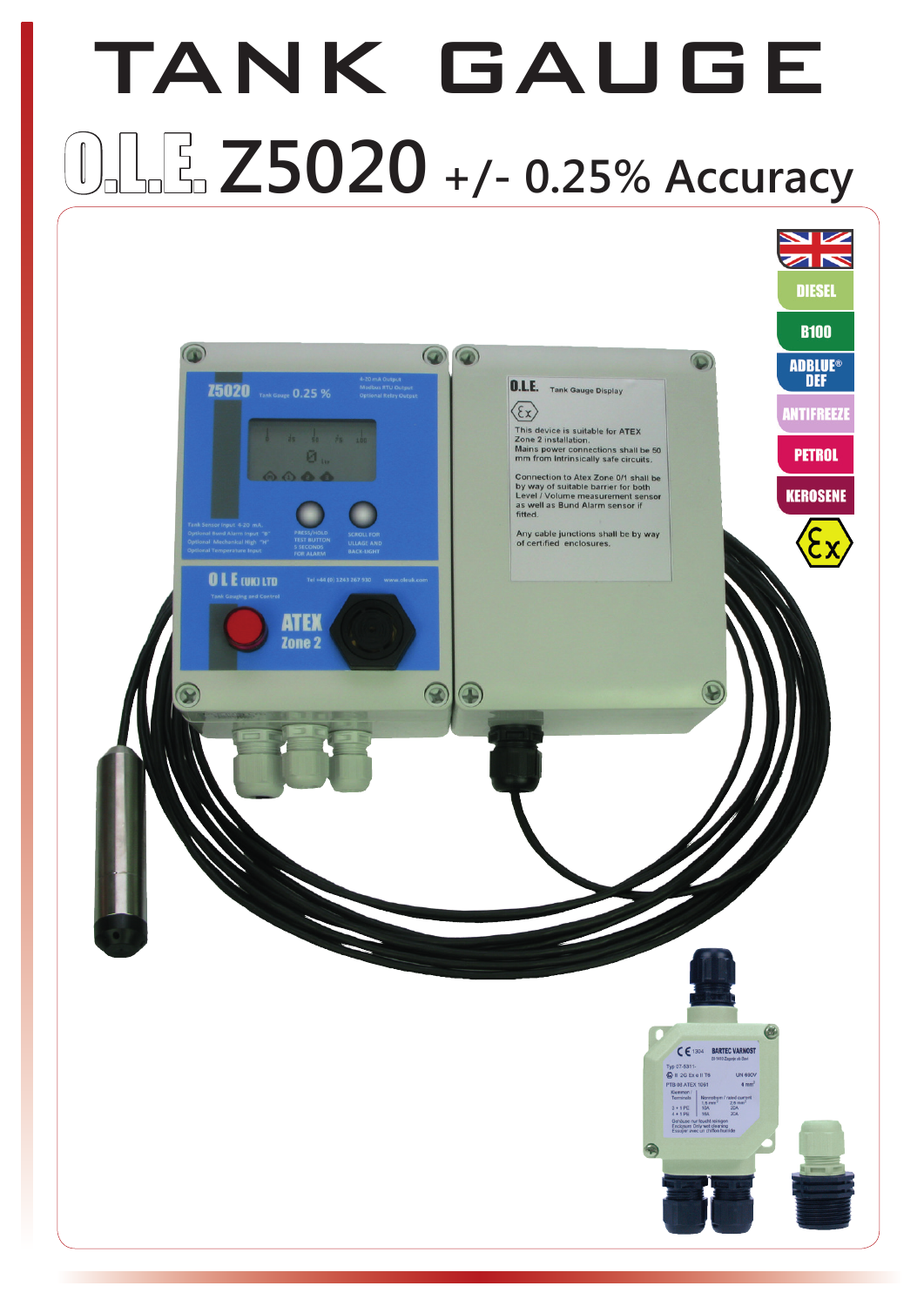# TANK GAUGE

## O.L.E. Z5020 +/- 0.25% Accuracy

DIESEL

B100

ADBLUE® DEF

ANTIFREEZE

PETROL

KEROSENE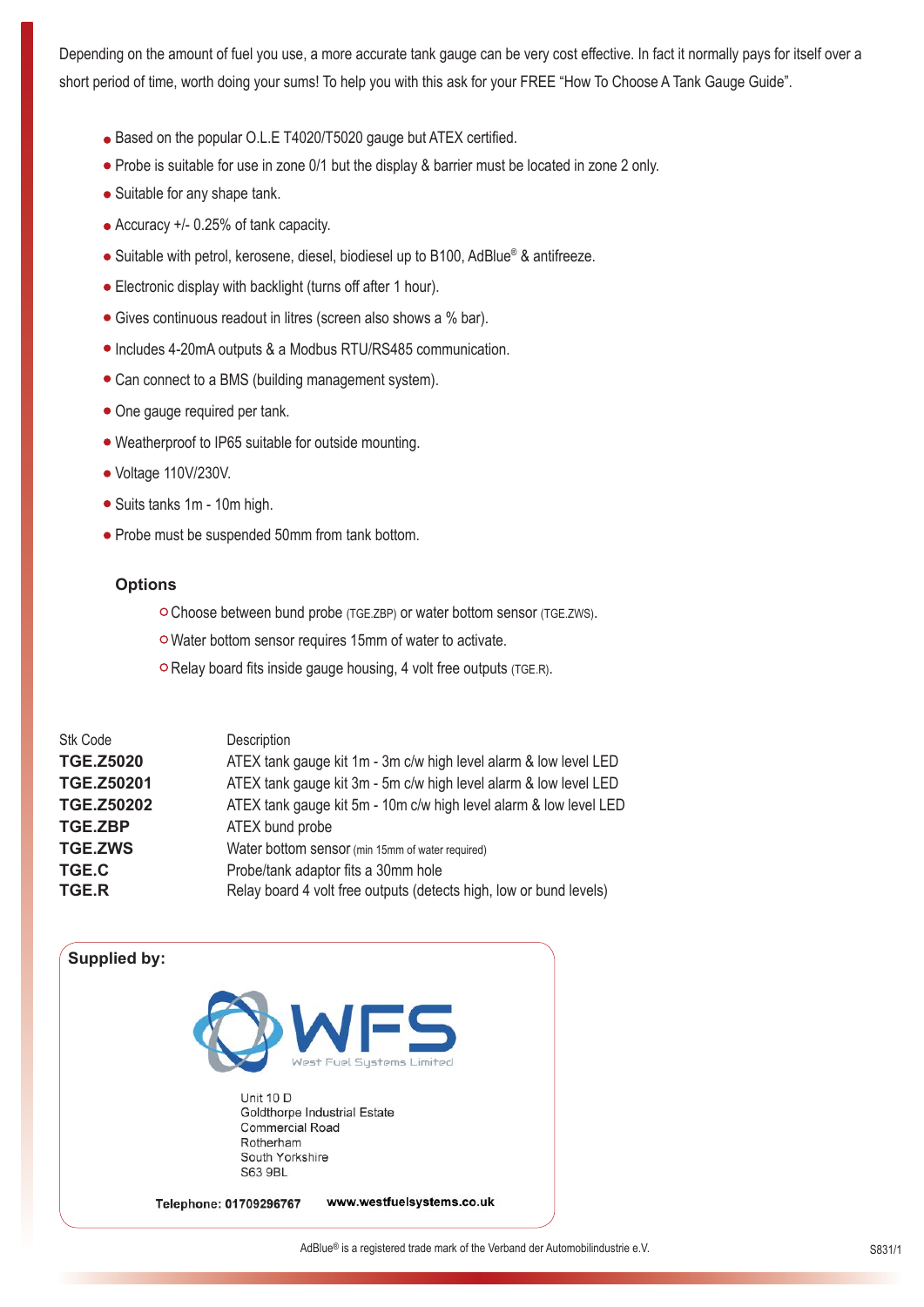Depending on the amount of fuel you use, a more accurate tank gauge can be very cost effective. In fact it normally pays for itself over a short period of time, worth doing your sums! To help you with this ask for your FREE "How To Choose A Tank Gauge Guide".

- Based on the popular O.L.E T4020/T5020 gauge but ATEX certified.
- Probe is suitable for use in zone 0/1 but the display & barrier must be located in zone 2 only.
- Suitable for any shape tank.
- Accuracy +/- 0.25% of tank capacity.
- Suitable with petrol, kerosene, diesel, biodiesel up to B100, AdBlue® & antifreeze.
- Electronic display with backlight (turns off after 1 hour).
- Gives continuous readout in litres (screen also shows a % bar).
- Includes 4-20mA outputs & a Modbus RTU/RS485 communication.
- Can connect to a BMS (building management system).
- One gauge required per tank.
- Weatherproof to IP65 suitable for outside mounting.
- Voltage 110V/230V.
- Suits tanks 1m - 10m high.
- Probe must be suspended 50mm from tank bottom.

### Options

- Choose between bund probe (TGE.ZBP) or water bottom sensor (TGE.ZWS).
- Water bottom sensor requires 15mm of water to activate.
- Relay board fits inside gauge housing, 4 volt free outputs (TGE.R).

| Stk Code | Description |
|---|---|
| **TGE.Z5020** | ATEX tank gauge kit 1m - 3m c/w high level alarm & low level LED |
| **TGE.Z50201** | ATEX tank gauge kit 3m - 5m c/w high level alarm & low level LED |
| **TGE.Z50202** | ATEX tank gauge kit 5m - 10m c/w high level alarm & low level LED |
| **TGE.ZBP** | ATEX bund probe |
| **TGE.ZWS** | Water bottom sensor (min 15mm of water required) |
| **TGE.C** | Probe/tank adaptor fits a 30mm hole |
| **TGE.R** | Relay board 4 volt free outputs (detects high, low or bund levels) |

**Supplied by:**

WFS
West Fuel Systems Limited

Unit 10 D
Goldthorpe Industrial Estate
Commercial Road
Rotherham
South Yorkshire
S63 9BL

**Telephone: 01709296767** **www.westfuelsystems.co.uk**

AdBlue® is a registered trade mark of the Verband der Automobilindustrie e.V.

S831/1